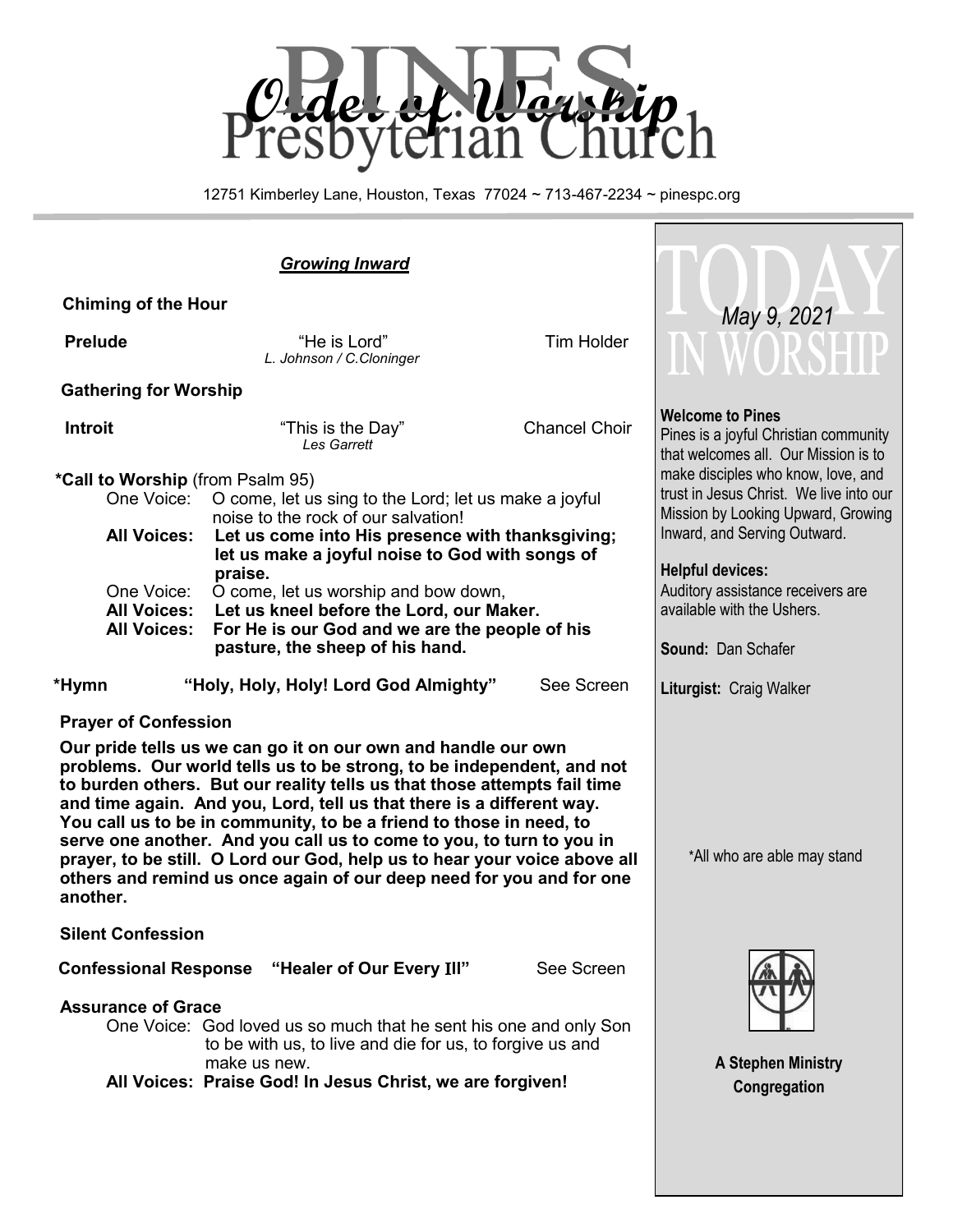# PINES Presbyterian Church

## *Order of Worship*

12751 Kimberley Lane, Houston, Texas 77024 ~ 713-467-2234 ~ pinespc.org

### ***Growing Inward***

**Chiming of the Hour**

**Prelude** "He is Lord" Tim Holder
*L. Johnson / C.Cloninger*

**Gathering for Worship**

**Introit** "This is the Day" Chancel Choir
*Les Garrett*

***Call to Worship** (from Psalm 95)

One Voice: O come, let us sing to the Lord; let us make a joyful noise to the rock of our salvation!

**All Voices: Let us come into His presence with thanksgiving; let us make a joyful noise to God with songs of praise.**

One Voice: O come, let us worship and bow down,

**All Voices: Let us kneel before the Lord, our Maker.**

**All Voices: For He is our God and we are the people of his pasture, the sheep of his hand.**

***Hymn** **"Holy, Holy, Holy! Lord God Almighty"** See Screen

**Prayer of Confession**

**Our pride tells us we can go it on our own and handle our own problems. Our world tells us to be strong, to be independent, and not to burden others. But our reality tells us that those attempts fail time and time again. And you, Lord, tell us that there is a different way. You call us to be in community, to be a friend to those in need, to serve one another. And you call us to come to you, to turn to you in prayer, to be still. O Lord our God, help us to hear your voice above all others and remind us once again of our deep need for you and for one another.**

**Silent Confession**

**Confessional Response** **"Healer of Our Every Ill"** See Screen

**Assurance of Grace**

One Voice: God loved us so much that he sent his one and only Son to be with us, to live and die for us, to forgive us and make us new.

**All Voices: Praise God! In Jesus Christ, we are forgiven!**

---

## TODAY IN WORSHIP

*May 9, 2021*

**Welcome to Pines**
Pines is a joyful Christian community that welcomes all. Our Mission is to make disciples who know, love, and trust in Jesus Christ. We live into our Mission by Looking Upward, Growing Inward, and Serving Outward.

**Helpful devices:**
Auditory assistance receivers are available with the Ushers.

**Sound:** Dan Schafer

**Liturgist:** Craig Walker

*All who are able may stand

**A Stephen Ministry Congregation**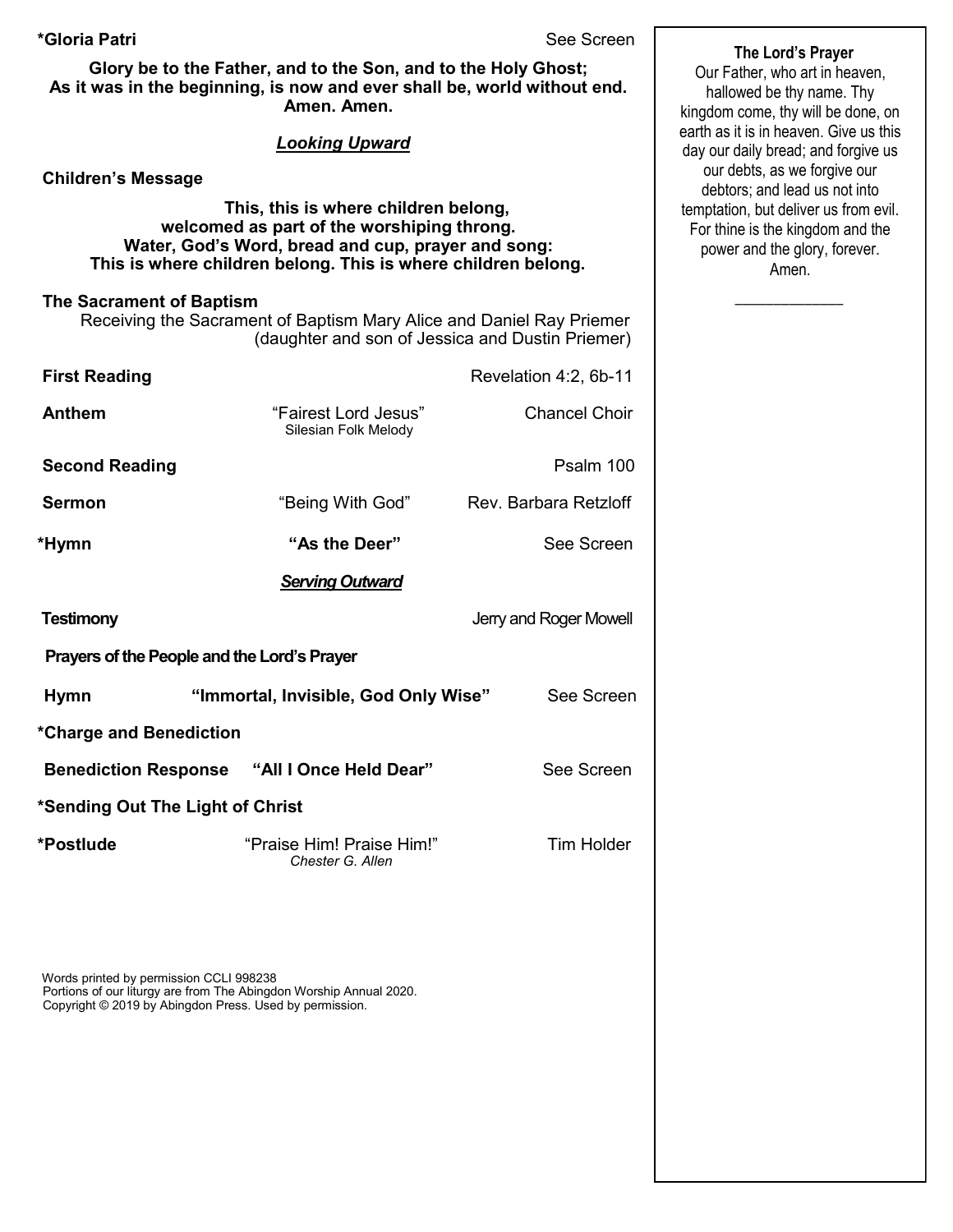**\*Gloria Patri** See Screen

**Glory be to the Father, and to the Son, and to the Holy Ghost;
As it was in the beginning, is now and ever shall be, world without end.
Amen. Amen.**

***Looking Upward***

**Children's Message**

**This, this is where children belong,
welcomed as part of the worshiping throng.
Water, God's Word, bread and cup, prayer and song:
This is where children belong. This is where children belong.**

**The Sacrament of Baptism**
Receiving the Sacrament of Baptism Mary Alice and Daniel Ray Priemer
(daughter and son of Jessica and Dustin Priemer)

**First Reading** Revelation 4:2, 6b-11

**Anthem** "Fairest Lord Jesus" Chancel Choir
Silesian Folk Melody

**Second Reading** Psalm 100

**Sermon** "Being With God" Rev. Barbara Retzloff

**\*Hymn** **"As the Deer"** See Screen

***Serving Outward***

**Testimony** Jerry and Roger Mowell

**Prayers of the People and the Lord's Prayer**

**Hymn** **"Immortal, Invisible, God Only Wise"** See Screen

**\*Charge and Benediction**

**Benediction Response** **"All I Once Held Dear"** See Screen

**\*Sending Out The Light of Christ**

**\*Postlude** "Praise Him! Praise Him!" Tim Holder
*Chester G. Allen*

Words printed by permission CCLI 998238
Portions of our liturgy are from The Abingdon Worship Annual 2020.
Copyright © 2019 by Abingdon Press. Used by permission.

**The Lord's Prayer**

Our Father, who art in heaven, hallowed be thy name. Thy kingdom come, thy will be done, on earth as it is in heaven. Give us this day our daily bread; and forgive us our debts, as we forgive our debtors; and lead us not into temptation, but deliver us from evil. For thine is the kingdom and the power and the glory, forever. Amen.

\_\_\_\_\_\_\_\_\_\_\_\_\_\_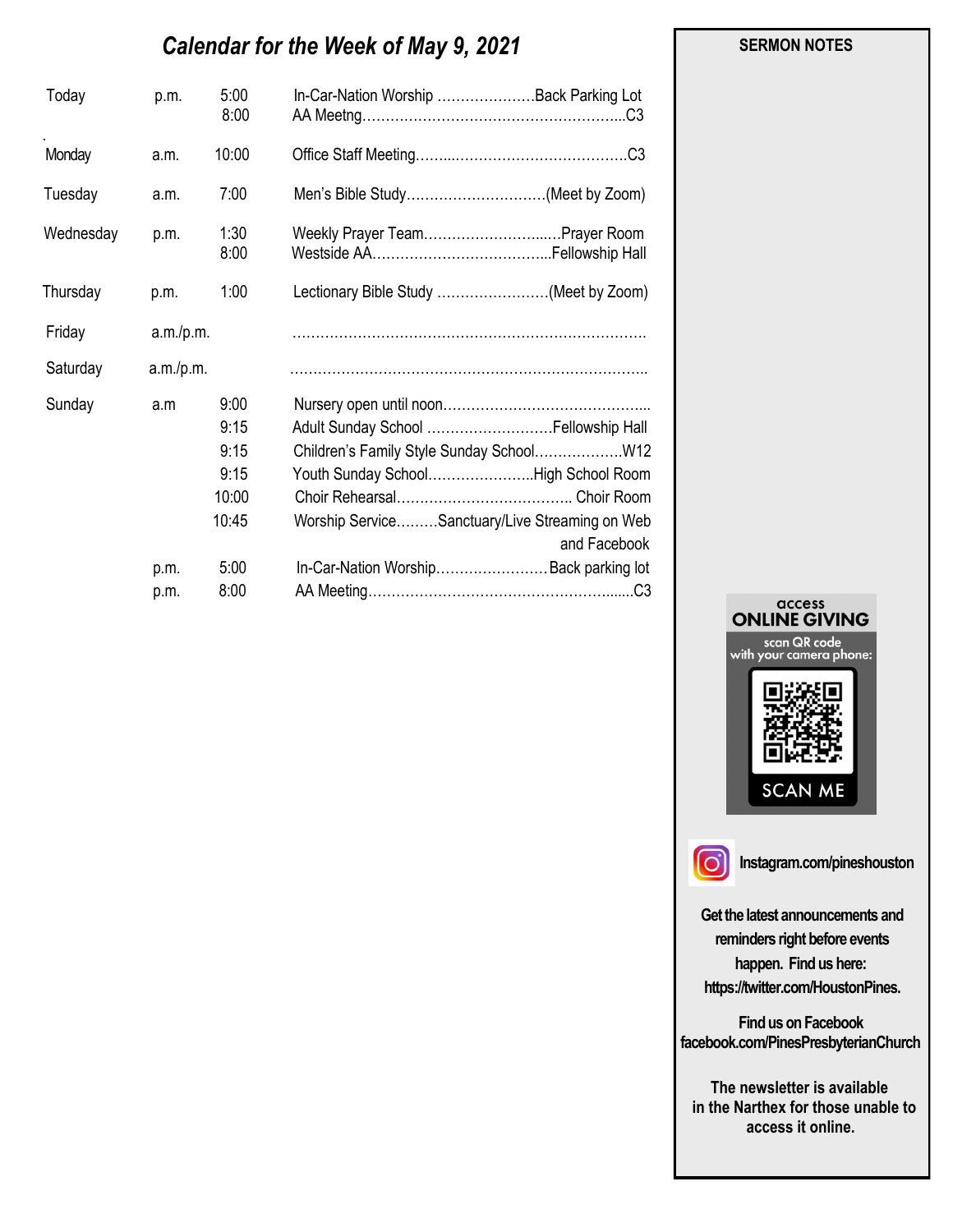## *Calendar for the Week of May 9, 2021*

| | | | |
|---|---|---|---|
| Today | p.m. | 5:00 | In-Car-Nation Worship …………………Back Parking Lot |
| | | 8:00 | AA Meetng…………………………………………………...C3 |
| Monday | a.m. | 10:00 | Office Staff Meeting……..………………………………C3 |
| Tuesday | a.m. | 7:00 | Men's Bible Study…………………………(Meet by Zoom) |
| Wednesday | p.m. | 1:30 | Weekly Prayer Team……………………..…Prayer Room |
| | | 8:00 | Westside AA………………………………...Fellowship Hall |
| Thursday | p.m. | 1:00 | Lectionary Bible Study ……………………(Meet by Zoom) |
| Friday | a.m./p.m. | | ……………………………………………………………………. |
| Saturday | a.m./p.m. | | …………………………………………………………………….. |
| Sunday | a.m | 9:00 | Nursery open until noon……………………………………... |
| | | 9:15 | Adult Sunday School ………………………Fellowship Hall |
| | | 9:15 | Children's Family Style Sunday School……………….W12 |
| | | 9:15 | Youth Sunday School…………………..High School Room |
| | | 10:00 | Choir Rehearsal……………………………….. Choir Room |
| | | 10:45 | Worship Service………Sanctuary/Live Streaming on Web and Facebook |
| | p.m. | 5:00 | In-Car-Nation Worship…………………… Back parking lot |
| | p.m. | 8:00 | AA Meeting…………………………………………......C3 |

**SERMON NOTES**

access
**ONLINE GIVING**
scan QR code
with your camera phone:
SCAN ME

**Instagram.com/pineshouston**

**Get the latest announcements and reminders right before events happen. Find us here: https://twitter.com/HoustonPines.**

**Find us on Facebook**
**facebook.com/PinesPresbyterianChurch**

**The newsletter is available in the Narthex for those unable to access it online.**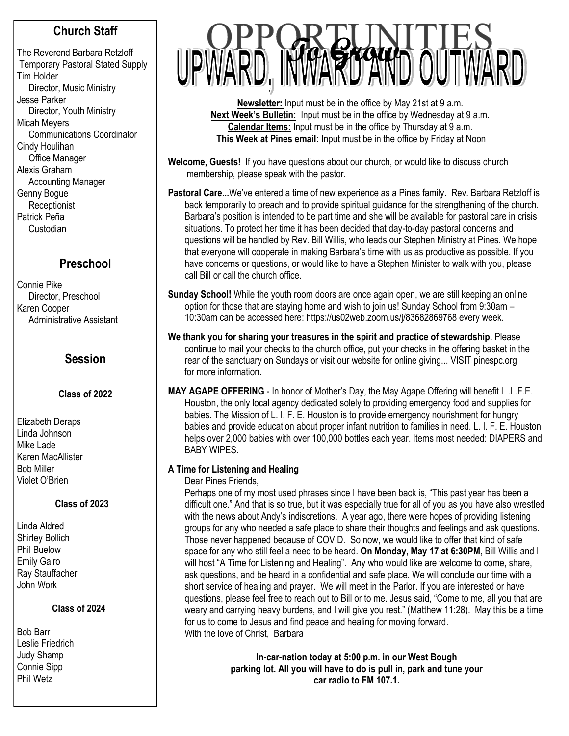## Church Staff

The Reverend Barbara Retzloff
Temporary Pastoral Stated Supply
Tim Holder
Director, Music Ministry
Jesse Parker
Director, Youth Ministry
Micah Meyers
Communications Coordinator
Cindy Houlihan
Office Manager
Alexis Graham
Accounting Manager
Genny Bogue
Receptionist
Patrick Peña
Custodian

## Preschool

Connie Pike
Director, Preschool
Karen Cooper
Administrative Assistant

## Session

### Class of 2022

Elizabeth Deraps
Linda Johnson
Mike Lade
Karen MacAllister
Bob Miller
Violet O'Brien

### Class of 2023

Linda Aldred
Shirley Bollich
Phil Buelow
Emily Gairo
Ray Stauffacher
John Work

### Class of 2024

Bob Barr
Leslie Friedrich
Judy Shamp
Connie Sipp
Phil Wetz

# OPPORTUNITIES *To Grow* UPWARD, INWARD AND OUTWARD

**Newsletter:** Input must be in the office by May 21st at 9 a.m.
**Next Week's Bulletin:** Input must be in the office by Wednesday at 9 a.m.
**Calendar Items:** Input must be in the office by Thursday at 9 a.m.
**This Week at Pines email:** Input must be in the office by Friday at Noon

**Welcome, Guests!** If you have questions about our church, or would like to discuss church membership, please speak with the pastor.

**Pastoral Care...**We've entered a time of new experience as a Pines family. Rev. Barbara Retzloff is back temporarily to preach and to provide spiritual guidance for the strengthening of the church. Barbara's position is intended to be part time and she will be available for pastoral care in crisis situations. To protect her time it has been decided that day-to-day pastoral concerns and questions will be handled by Rev. Bill Willis, who leads our Stephen Ministry at Pines. We hope that everyone will cooperate in making Barbara's time with us as productive as possible. If you have concerns or questions, or would like to have a Stephen Minister to walk with you, please call Bill or call the church office.

**Sunday School!** While the youth room doors are once again open, we are still keeping an online option for those that are staying home and wish to join us! Sunday School from 9:30am – 10:30am can be accessed here: https://us02web.zoom.us/j/83682869768 every week.

**We thank you for sharing your treasures in the spirit and practice of stewardship.** Please continue to mail your checks to the church office, put your checks in the offering basket in the rear of the sanctuary on Sundays or visit our website for online giving... VISIT pinespc.org for more information.

**MAY AGAPE OFFERING** - In honor of Mother's Day, the May Agape Offering will benefit L .I .F.E. Houston, the only local agency dedicated solely to providing emergency food and supplies for babies. The Mission of L. I. F. E. Houston is to provide emergency nourishment for hungry babies and provide education about proper infant nutrition to families in need. L. I. F. E. Houston helps over 2,000 babies with over 100,000 bottles each year. Items most needed: DIAPERS and BABY WIPES.

**A Time for Listening and Healing**

Dear Pines Friends,

Perhaps one of my most used phrases since I have been back is, "This past year has been a difficult one." And that is so true, but it was especially true for all of you as you have also wrestled with the news about Andy's indiscretions. A year ago, there were hopes of providing listening groups for any who needed a safe place to share their thoughts and feelings and ask questions. Those never happened because of COVID. So now, we would like to offer that kind of safe space for any who still feel a need to be heard. **On Monday, May 17 at 6:30PM**, Bill Willis and I will host "A Time for Listening and Healing". Any who would like are welcome to come, share, ask questions, and be heard in a confidential and safe place. We will conclude our time with a short service of healing and prayer. We will meet in the Parlor. If you are interested or have questions, please feel free to reach out to Bill or to me. Jesus said, "Come to me, all you that are weary and carrying heavy burdens, and I will give you rest." (Matthew 11:28). May this be a time for us to come to Jesus and find peace and healing for moving forward.

With the love of Christ, Barbara

**In-car-nation today at 5:00 p.m. in our West Bough parking lot. All you will have to do is pull in, park and tune your car radio to FM 107.1.**